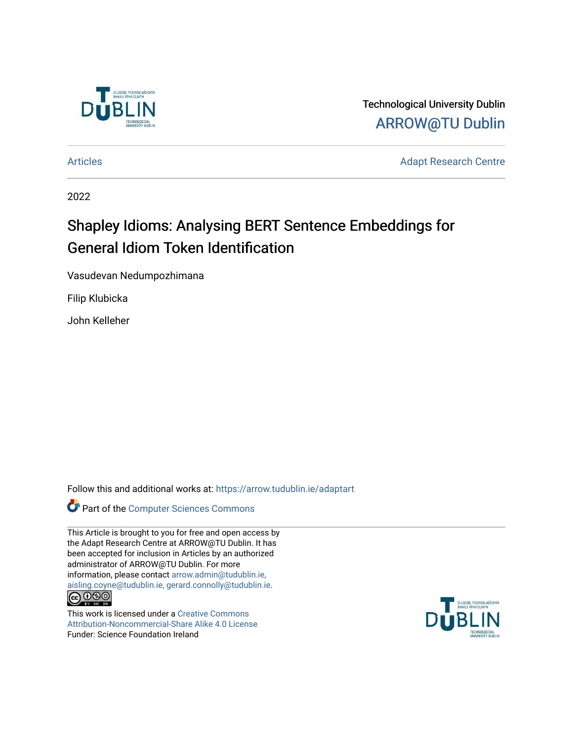Technological University Dublin

ARROW@TU Dublin

Articles | Adapt Research Centre

2022

# Shapley Idioms: Analysing BERT Sentence Embeddings for General Idiom Token Identification

Vasudevan Nedumpozhimana

Filip Klubicka

John Kelleher

Follow this and additional works at: https://arrow.tudublin.ie/adaptart

Part of the Computer Sciences Commons

This Article is brought to you for free and open access by the Adapt Research Centre at ARROW@TU Dublin. It has been accepted for inclusion in Articles by an authorized administrator of ARROW@TU Dublin. For more information, please contact arrow.admin@tudublin.ie, aisling.coyne@tudublin.ie, gerard.connolly@tudublin.ie.

This work is licensed under a Creative Commons Attribution-Noncommercial-Share Alike 4.0 License

Funder: Science Foundation Ireland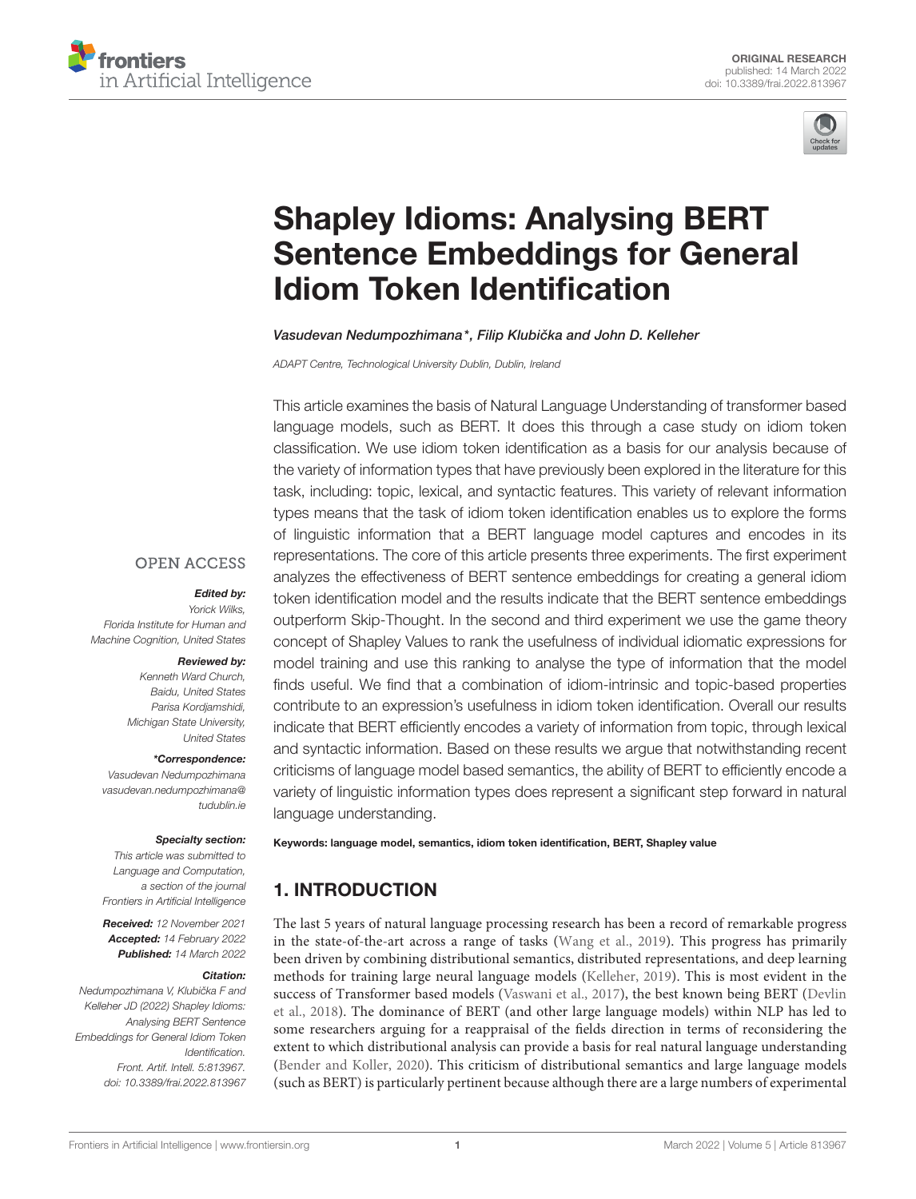# Shapley Idioms: Analysing BERT Sentence Embeddings for General Idiom Token Identification

*Vasudevan Nedumpozhimana\*, Filip Klubička and John D. Kelleher*

*ADAPT Centre, Technological University Dublin, Dublin, Ireland*

This article examines the basis of Natural Language Understanding of transformer based language models, such as BERT. It does this through a case study on idiom token classification. We use idiom token identification as a basis for our analysis because of the variety of information types that have previously been explored in the literature for this task, including: topic, lexical, and syntactic features. This variety of relevant information types means that the task of idiom token identification enables us to explore the forms of linguistic information that a BERT language model captures and encodes in its representations. The core of this article presents three experiments. The first experiment analyzes the effectiveness of BERT sentence embeddings for creating a general idiom token identification model and the results indicate that the BERT sentence embeddings outperform Skip-Thought. In the second and third experiment we use the game theory concept of Shapley Values to rank the usefulness of individual idiomatic expressions for model training and use this ranking to analyse the type of information that the model finds useful. We find that a combination of idiom-intrinsic and topic-based properties contribute to an expression's usefulness in idiom token identification. Overall our results indicate that BERT efficiently encodes a variety of information from topic, through lexical and syntactic information. Based on these results we argue that notwithstanding recent criticisms of language model based semantics, the ability of BERT to efficiently encode a variety of linguistic information types does represent a significant step forward in natural language understanding.

**Keywords: language model, semantics, idiom token identification, BERT, Shapley value**

OPEN ACCESS

***Edited by:***
*Yorick Wilks,*
*Florida Institute for Human and Machine Cognition, United States*

***Reviewed by:***
*Kenneth Ward Church,*
*Baidu, United States*
*Parisa Kordjamshidi,*
*Michigan State University, United States*

***\*Correspondence:***
*Vasudevan Nedumpozhimana*
*vasudevan.nedumpozhimana@tudublin.ie*

***Specialty section:***
*This article was submitted to Language and Computation, a section of the journal Frontiers in Artificial Intelligence*

***Received:*** *12 November 2021*
***Accepted:*** *14 February 2022*
***Published:*** *14 March 2022*

***Citation:***
*Nedumpozhimana V, Klubička F and Kelleher JD (2022) Shapley Idioms: Analysing BERT Sentence Embeddings for General Idiom Token Identification. Front. Artif. Intell. 5:813967. doi: 10.3389/frai.2022.813967*

## 1. INTRODUCTION

The last 5 years of natural language processing research has been a record of remarkable progress in the state-of-the-art across a range of tasks (Wang et al., 2019). This progress has primarily been driven by combining distributional semantics, distributed representations, and deep learning methods for training large neural language models (Kelleher, 2019). This is most evident in the success of Transformer based models (Vaswani et al., 2017), the best known being BERT (Devlin et al., 2018). The dominance of BERT (and other large language models) within NLP has led to some researchers arguing for a reappraisal of the fields direction in terms of reconsidering the extent to which distributional analysis can provide a basis for real natural language understanding (Bender and Koller, 2020). This criticism of distributional semantics and large language models (such as BERT) is particularly pertinent because although there are a large numbers of experimental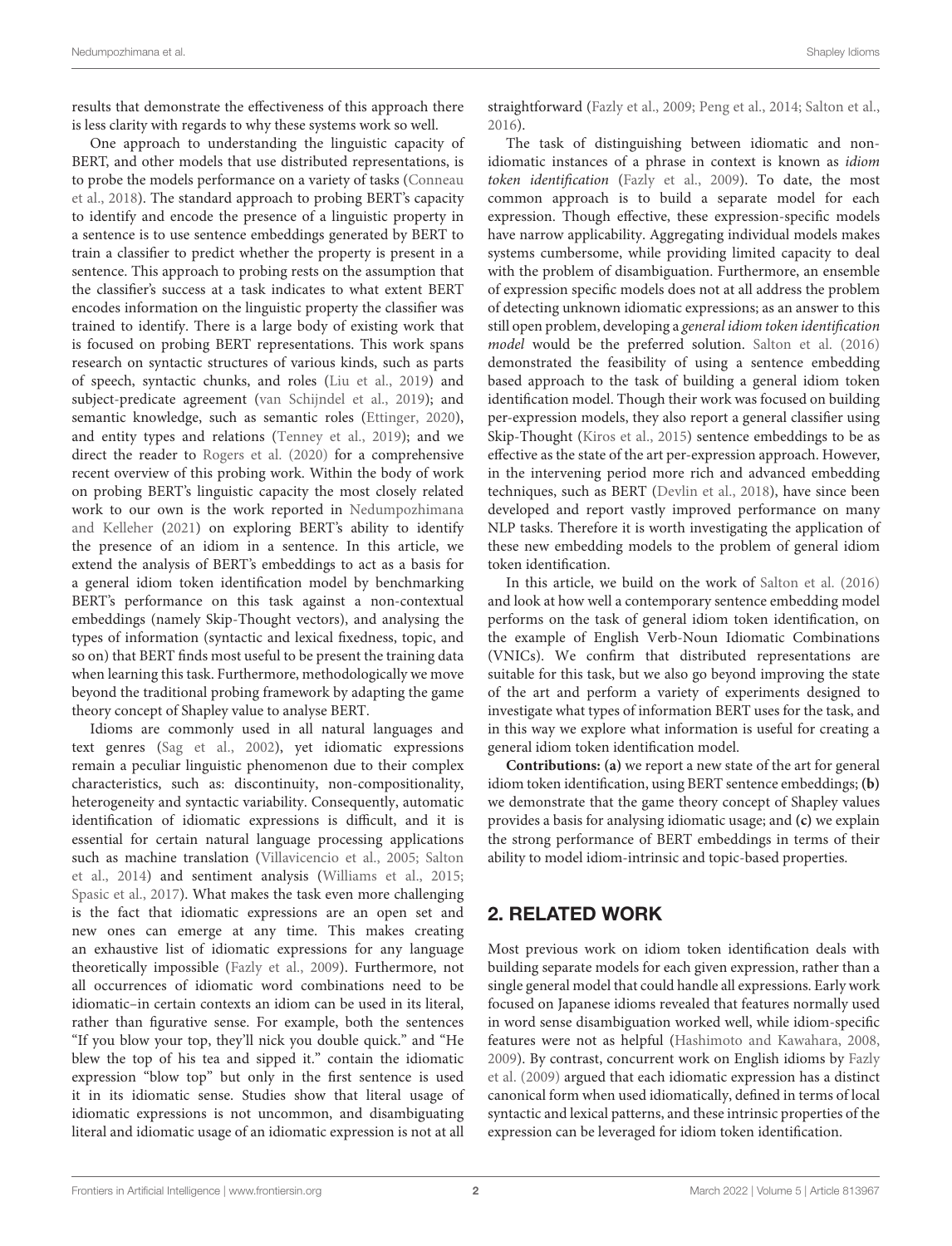results that demonstrate the effectiveness of this approach there is less clarity with regards to why these systems work so well.

One approach to understanding the linguistic capacity of BERT, and other models that use distributed representations, is to probe the models performance on a variety of tasks (Conneau et al., 2018). The standard approach to probing BERT's capacity to identify and encode the presence of a linguistic property in a sentence is to use sentence embeddings generated by BERT to train a classifier to predict whether the property is present in a sentence. This approach to probing rests on the assumption that the classifier's success at a task indicates to what extent BERT encodes information on the linguistic property the classifier was trained to identify. There is a large body of existing work that is focused on probing BERT representations. This work spans research on syntactic structures of various kinds, such as parts of speech, syntactic chunks, and roles (Liu et al., 2019) and subject-predicate agreement (van Schijndel et al., 2019); and semantic knowledge, such as semantic roles (Ettinger, 2020), and entity types and relations (Tenney et al., 2019); and we direct the reader to Rogers et al. (2020) for a comprehensive recent overview of this probing work. Within the body of work on probing BERT's linguistic capacity the most closely related work to our own is the work reported in Nedumpozhimana and Kelleher (2021) on exploring BERT's ability to identify the presence of an idiom in a sentence. In this article, we extend the analysis of BERT's embeddings to act as a basis for a general idiom token identification model by benchmarking BERT's performance on this task against a non-contextual embeddings (namely Skip-Thought vectors), and analysing the types of information (syntactic and lexical fixedness, topic, and so on) that BERT finds most useful to be present the training data when learning this task. Furthermore, methodologically we move beyond the traditional probing framework by adapting the game theory concept of Shapley value to analyse BERT.

Idioms are commonly used in all natural languages and text genres (Sag et al., 2002), yet idiomatic expressions remain a peculiar linguistic phenomenon due to their complex characteristics, such as: discontinuity, non-compositionality, heterogeneity and syntactic variability. Consequently, automatic identification of idiomatic expressions is difficult, and it is essential for certain natural language processing applications such as machine translation (Villavicencio et al., 2005; Salton et al., 2014) and sentiment analysis (Williams et al., 2015; Spasic et al., 2017). What makes the task even more challenging is the fact that idiomatic expressions are an open set and new ones can emerge at any time. This makes creating an exhaustive list of idiomatic expressions for any language theoretically impossible (Fazly et al., 2009). Furthermore, not all occurrences of idiomatic word combinations need to be idiomatic–in certain contexts an idiom can be used in its literal, rather than figurative sense. For example, both the sentences "If you blow your top, they'll nick you double quick." and "He blew the top of his tea and sipped it." contain the idiomatic expression "blow top" but only in the first sentence is used it in its idiomatic sense. Studies show that literal usage of idiomatic expressions is not uncommon, and disambiguating literal and idiomatic usage of an idiomatic expression is not at all straightforward (Fazly et al., 2009; Peng et al., 2014; Salton et al., 2016).

The task of distinguishing between idiomatic and non-idiomatic instances of a phrase in context is known as *idiom token identification* (Fazly et al., 2009). To date, the most common approach is to build a separate model for each expression. Though effective, these expression-specific models have narrow applicability. Aggregating individual models makes systems cumbersome, while providing limited capacity to deal with the problem of disambiguation. Furthermore, an ensemble of expression specific models does not at all address the problem of detecting unknown idiomatic expressions; as an answer to this still open problem, developing a *general idiom token identification model* would be the preferred solution. Salton et al. (2016) demonstrated the feasibility of using a sentence embedding based approach to the task of building a general idiom token identification model. Though their work was focused on building per-expression models, they also report a general classifier using Skip-Thought (Kiros et al., 2015) sentence embeddings to be as effective as the state of the art per-expression approach. However, in the intervening period more rich and advanced embedding techniques, such as BERT (Devlin et al., 2018), have since been developed and report vastly improved performance on many NLP tasks. Therefore it is worth investigating the application of these new embedding models to the problem of general idiom token identification.

In this article, we build on the work of Salton et al. (2016) and look at how well a contemporary sentence embedding model performs on the task of general idiom token identification, on the example of English Verb-Noun Idiomatic Combinations (VNICs). We confirm that distributed representations are suitable for this task, but we also go beyond improving the state of the art and perform a variety of experiments designed to investigate what types of information BERT uses for the task, and in this way we explore what information is useful for creating a general idiom token identification model.

**Contributions: (a)** we report a new state of the art for general idiom token identification, using BERT sentence embeddings; **(b)** we demonstrate that the game theory concept of Shapley values provides a basis for analysing idiomatic usage; and **(c)** we explain the strong performance of BERT embeddings in terms of their ability to model idiom-intrinsic and topic-based properties.

## 2. RELATED WORK

Most previous work on idiom token identification deals with building separate models for each given expression, rather than a single general model that could handle all expressions. Early work focused on Japanese idioms revealed that features normally used in word sense disambiguation worked well, while idiom-specific features were not as helpful (Hashimoto and Kawahara, 2008, 2009). By contrast, concurrent work on English idioms by Fazly et al. (2009) argued that each idiomatic expression has a distinct canonical form when used idiomatically, defined in terms of local syntactic and lexical patterns, and these intrinsic properties of the expression can be leveraged for idiom token identification.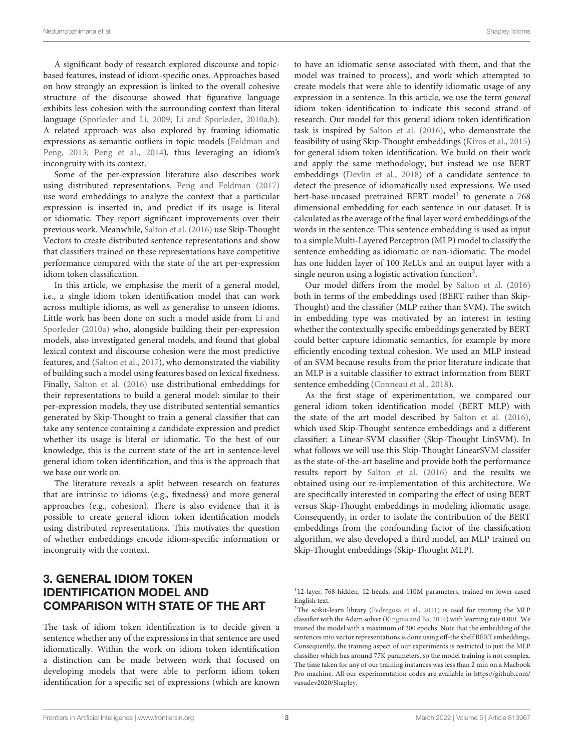A significant body of research explored discourse and topic-based features, instead of idiom-specific ones. Approaches based on how strongly an expression is linked to the overall cohesive structure of the discourse showed that figurative language exhibits less cohesion with the surrounding context than literal language (Sporleder and Li, 2009; Li and Sporleder, 2010a,b). A related approach was also explored by framing idiomatic expressions as semantic outliers in topic models (Feldman and Peng, 2013; Peng et al., 2014), thus leveraging an idiom's incongruity with its context.

Some of the per-expression literature also describes work using distributed representations. Peng and Feldman (2017) use word embeddings to analyze the context that a particular expression is inserted in, and predict if its usage is literal or idiomatic. They report significant improvements over their previous work. Meanwhile, Salton et al. (2016) use Skip-Thought Vectors to create distributed sentence representations and show that classifiers trained on these representations have competitive performance compared with the state of the art per-expression idiom token classification.

In this article, we emphasise the merit of a general model, i.e., a single idiom token identification model that can work across multiple idioms, as well as generalise to unseen idioms. Little work has been done on such a model aside from Li and Sporleder (2010a) who, alongside building their per-expression models, also investigated general models, and found that global lexical context and discourse cohesion were the most predictive features, and (Salton et al., 2017), who demonstrated the viability of building such a model using features based on lexical fixedness. Finally, Salton et al. (2016) use distributional embeddings for their representations to build a general model: similar to their per-expression models, they use distributed sentential semantics generated by Skip-Thought to train a general classifier that can take any sentence containing a candidate expression and predict whether its usage is literal or idiomatic. To the best of our knowledge, this is the current state of the art in sentence-level general idiom token identification, and this is the approach that we base our work on.

The literature reveals a split between research on features that are intrinsic to idioms (e.g., fixedness) and more general approaches (e.g., cohesion). There is also evidence that it is possible to create general idiom token identification models using distributed representations. This motivates the question of whether embeddings encode idiom-specific information or incongruity with the context.

## 3. GENERAL IDIOM TOKEN IDENTIFICATION MODEL AND COMPARISON WITH STATE OF THE ART

The task of idiom token identification is to decide given a sentence whether any of the expressions in that sentence are used idiomatically. Within the work on idiom token identification a distinction can be made between work that focused on developing models that were able to perform idiom token identification for a specific set of expressions (which are known to have an idiomatic sense associated with them, and that the model was trained to process), and work which attempted to create models that were able to identify idiomatic usage of any expression in a sentence. In this article, we use the term *general* idiom token identification to indicate this second strand of research. Our model for this general idiom token identification task is inspired by Salton et al. (2016), who demonstrate the feasibility of using Skip-Thought embeddings (Kiros et al., 2015) for general idiom token identification. We build on their work and apply the same methodology, but instead we use BERT embeddings (Devlin et al., 2018) of a candidate sentence to detect the presence of idiomatically used expressions. We used bert-base-uncased pretrained BERT model[1] to generate a 768 dimensional embedding for each sentence in our dataset. It is calculated as the average of the final layer word embeddings of the words in the sentence. This sentence embedding is used as input to a simple Multi-Layered Perceptron (MLP) model to classify the sentence embedding as idiomatic or non-idiomatic. The model has one hidden layer of 100 ReLUs and an output layer with a single neuron using a logistic activation function[2].

Our model differs from the model by Salton et al. (2016) both in terms of the embeddings used (BERT rather than Skip-Thought) and the classifier (MLP rather than SVM). The switch in embedding type was motivated by an interest in testing whether the contextually specific embeddings generated by BERT could better capture idiomatic semantics, for example by more efficiently encoding textual cohesion. We used an MLP instead of an SVM because results from the prior literature indicate that an MLP is a suitable classifier to extract information from BERT sentence embedding (Conneau et al., 2018).

As the first stage of experimentation, we compared our general idiom token identification model (BERT MLP) with the state of the art model described by Salton et al. (2016), which used Skip-Thought sentence embeddings and a different classifier: a Linear-SVM classifier (Skip-Thought LinSVM). In what follows we will use this Skip-Thought LinearSVM classifer as the state-of-the-art baseline and provide both the performance results report by Salton et al. (2016) and the results we obtained using our re-implementation of this architecture. We are specifically interested in comparing the effect of using BERT versus Skip-Thought embeddings in modeling idiomatic usage. Consequently, in order to isolate the contribution of the BERT embeddings from the confounding factor of the classification algorithm, we also developed a third model, an MLP trained on Skip-Thought embeddings (Skip-Thought MLP).

---

[1] 12-layer, 768-hidden, 12-heads, and 110M parameters, trained on lower-cased English text.

[2] The scikit-learn library (Pedregosa et al., 2011) is used for training the MLP classifier with the Adam solver (Kingma and Ba, 2014) with learning rate 0.001. We trained the model with a maximum of 200 epochs. Note that the embedding of the sentences into vector representations is done using off-the shelf BERT embeddings. Consequently, the training aspect of our experiments is restricted to just the MLP classifier which has around 77K parameters, so the model training is not complex. The time taken for any of our training instances was less than 2 min on a Macbook Pro machine. All our experimentation codes are available in https://github.com/vasudev2020/Shapley.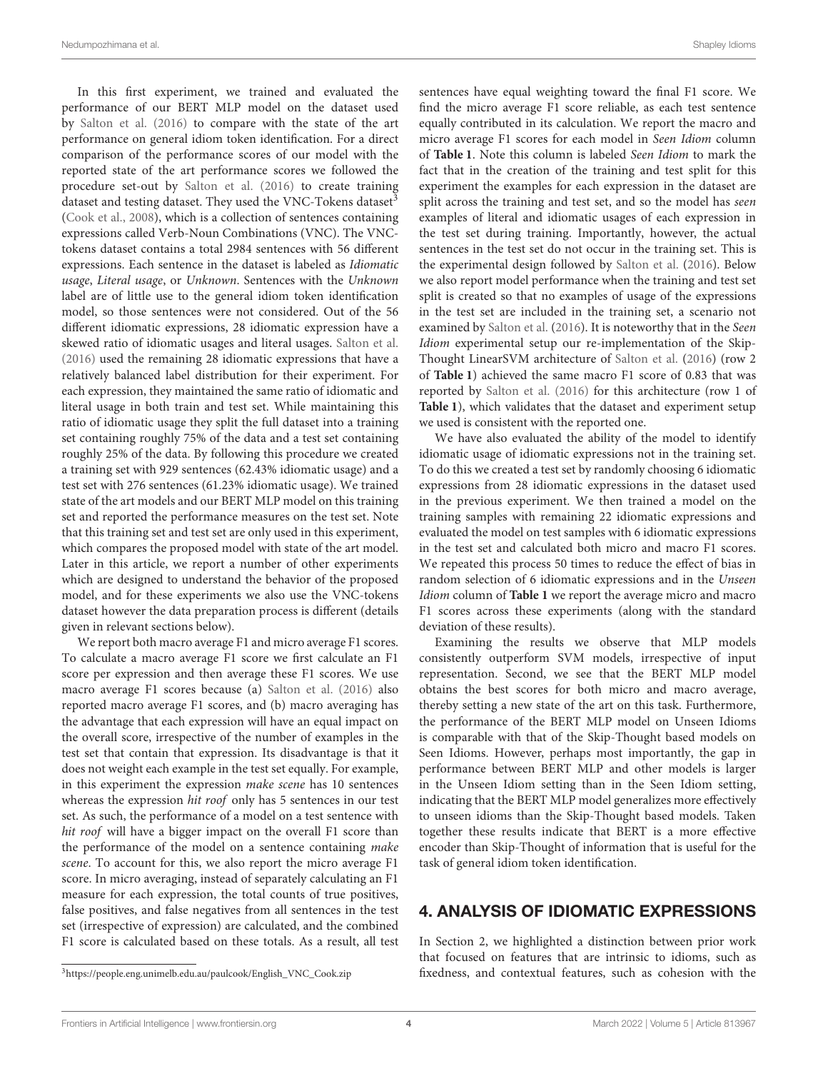In this first experiment, we trained and evaluated the performance of our BERT MLP model on the dataset used by Salton et al. (2016) to compare with the state of the art performance on general idiom token identification. For a direct comparison of the performance scores of our model with the reported state of the art performance scores we followed the procedure set-out by Salton et al. (2016) to create training dataset and testing dataset. They used the VNC-Tokens dataset[3] (Cook et al., 2008), which is a collection of sentences containing expressions called Verb-Noun Combinations (VNC). The VNC-tokens dataset contains a total 2984 sentences with 56 different expressions. Each sentence in the dataset is labeled as *Idiomatic usage*, *Literal usage*, or *Unknown*. Sentences with the *Unknown* label are of little use to the general idiom token identification model, so those sentences were not considered. Out of the 56 different idiomatic expressions, 28 idiomatic expression have a skewed ratio of idiomatic usages and literal usages. Salton et al. (2016) used the remaining 28 idiomatic expressions that have a relatively balanced label distribution for their experiment. For each expression, they maintained the same ratio of idiomatic and literal usage in both train and test set. While maintaining this ratio of idiomatic usage they split the full dataset into a training set containing roughly 75% of the data and a test set containing roughly 25% of the data. By following this procedure we created a training set with 929 sentences (62.43% idiomatic usage) and a test set with 276 sentences (61.23% idiomatic usage). We trained state of the art models and our BERT MLP model on this training set and reported the performance measures on the test set. Note that this training set and test set are only used in this experiment, which compares the proposed model with state of the art model. Later in this article, we report a number of other experiments which are designed to understand the behavior of the proposed model, and for these experiments we also use the VNC-tokens dataset however the data preparation process is different (details given in relevant sections below).

We report both macro average F1 and micro average F1 scores. To calculate a macro average F1 score we first calculate an F1 score per expression and then average these F1 scores. We use macro average F1 scores because (a) Salton et al. (2016) also reported macro average F1 scores, and (b) macro averaging has the advantage that each expression will have an equal impact on the overall score, irrespective of the number of examples in the test set that contain that expression. Its disadvantage is that it does not weight each example in the test set equally. For example, in this experiment the expression *make scene* has 10 sentences whereas the expression *hit roof* only has 5 sentences in our test set. As such, the performance of a model on a test sentence with *hit roof* will have a bigger impact on the overall F1 score than the performance of the model on a sentence containing *make scene*. To account for this, we also report the micro average F1 score. In micro averaging, instead of separately calculating an F1 measure for each expression, the total counts of true positives, false positives, and false negatives from all sentences in the test set (irrespective of expression) are calculated, and the combined F1 score is calculated based on these totals. As a result, all test sentences have equal weighting toward the final F1 score. We find the micro average F1 score reliable, as each test sentence equally contributed in its calculation. We report the macro and micro average F1 scores for each model in *Seen Idiom* column of **Table 1**. Note this column is labeled *Seen Idiom* to mark the fact that in the creation of the training and test split for this experiment the examples for each expression in the dataset are split across the training and test set, and so the model has *seen* examples of literal and idiomatic usages of each expression in the test set during training. Importantly, however, the actual sentences in the test set do not occur in the training set. This is the experimental design followed by Salton et al. (2016). Below we also report model performance when the training and test set split is created so that no examples of usage of the expressions in the test set are included in the training set, a scenario not examined by Salton et al. (2016). It is noteworthy that in the *Seen Idiom* experimental setup our re-implementation of the Skip-Thought LinearSVM architecture of Salton et al. (2016) (row 2 of **Table 1**) achieved the same macro F1 score of 0.83 that was reported by Salton et al. (2016) for this architecture (row 1 of **Table 1**), which validates that the dataset and experiment setup we used is consistent with the reported one.

We have also evaluated the ability of the model to identify idiomatic usage of idiomatic expressions not in the training set. To do this we created a test set by randomly choosing 6 idiomatic expressions from 28 idiomatic expressions in the dataset used in the previous experiment. We then trained a model on the training samples with remaining 22 idiomatic expressions and evaluated the model on test samples with 6 idiomatic expressions in the test set and calculated both micro and macro F1 scores. We repeated this process 50 times to reduce the effect of bias in random selection of 6 idiomatic expressions and in the *Unseen Idiom* column of **Table 1** we report the average micro and macro F1 scores across these experiments (along with the standard deviation of these results).

Examining the results we observe that MLP models consistently outperform SVM models, irrespective of input representation. Second, we see that the BERT MLP model obtains the best scores for both micro and macro average, thereby setting a new state of the art on this task. Furthermore, the performance of the BERT MLP model on Unseen Idioms is comparable with that of the Skip-Thought based models on Seen Idioms. However, perhaps most importantly, the gap in performance between BERT MLP and other models is larger in the Unseen Idiom setting than in the Seen Idiom setting, indicating that the BERT MLP model generalizes more effectively to unseen idioms than the Skip-Thought based models. Taken together these results indicate that BERT is a more effective encoder than Skip-Thought of information that is useful for the task of general idiom token identification.

## 4. ANALYSIS OF IDIOMATIC EXPRESSIONS

In Section 2, we highlighted a distinction between prior work that focused on features that are intrinsic to idioms, such as fixedness, and contextual features, such as cohesion with the

[3] https://people.eng.unimelb.edu.au/paulcook/English_VNC_Cook.zip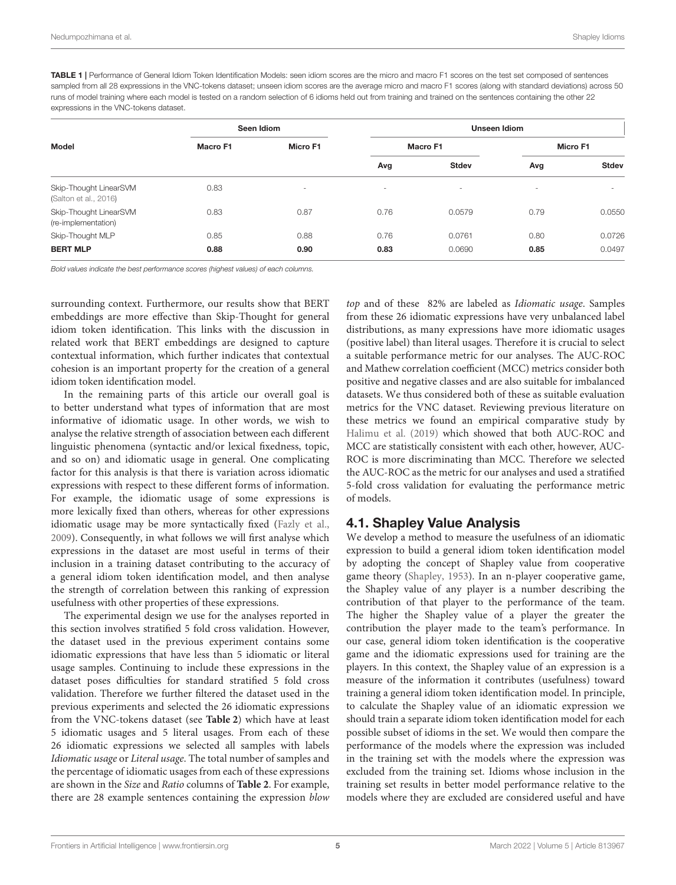**TABLE 1 |** Performance of General Idiom Token Identification Models: seen idiom scores are the micro and macro F1 scores on the test set composed of sentences sampled from all 28 expressions in the VNC-tokens dataset; unseen idiom scores are the average micro and macro F1 scores (along with standard deviations) across 50 runs of model training where each model is tested on a random selection of 6 idioms held out from training and trained on the sentences containing the other 22 expressions in the VNC-tokens dataset.

| Model | Seen Idiom | | Unseen Idiom | | | |
|---|---|---|---|---|---|---|
| | Macro F1 | Micro F1 | Macro F1 | | Micro F1 | |
| | | | Avg | Stdev | Avg | Stdev |
| Skip-Thought LinearSVM (Salton et al., 2016) | 0.83 | - | - | - | - | - |
| Skip-Thought LinearSVM (re-implementation) | 0.83 | 0.87 | 0.76 | 0.0579 | 0.79 | 0.0550 |
| Skip-Thought MLP | 0.85 | 0.88 | 0.76 | 0.0761 | 0.80 | 0.0726 |
| **BERT MLP** | **0.88** | **0.90** | **0.83** | 0.0690 | **0.85** | 0.0497 |

*Bold values indicate the best performance scores (highest values) of each columns.*

surrounding context. Furthermore, our results show that BERT embeddings are more effective than Skip-Thought for general idiom token identification. This links with the discussion in related work that BERT embeddings are designed to capture contextual information, which further indicates that contextual cohesion is an important property for the creation of a general idiom token identification model.

In the remaining parts of this article our overall goal is to better understand what types of information that are most informative of idiomatic usage. In other words, we wish to analyse the relative strength of association between each different linguistic phenomena (syntactic and/or lexical fixedness, topic, and so on) and idiomatic usage in general. One complicating factor for this analysis is that there is variation across idiomatic expressions with respect to these different forms of information. For example, the idiomatic usage of some expressions is more lexically fixed than others, whereas for other expressions idiomatic usage may be more syntactically fixed (Fazly et al., 2009). Consequently, in what follows we will first analyse which expressions in the dataset are most useful in terms of their inclusion in a training dataset contributing to the accuracy of a general idiom token identification model, and then analyse the strength of correlation between this ranking of expression usefulness with other properties of these expressions.

The experimental design we use for the analyses reported in this section involves stratified 5 fold cross validation. However, the dataset used in the previous experiment contains some idiomatic expressions that have less than 5 idiomatic or literal usage samples. Continuing to include these expressions in the dataset poses difficulties for standard stratified 5 fold cross validation. Therefore we further filtered the dataset used in the previous experiments and selected the 26 idiomatic expressions from the VNC-tokens dataset (see **Table 2**) which have at least 5 idiomatic usages and 5 literal usages. From each of these 26 idiomatic expressions we selected all samples with labels *Idiomatic usage* or *Literal usage*. The total number of samples and the percentage of idiomatic usages from each of these expressions are shown in the *Size* and *Ratio* columns of **Table 2**. For example, there are 28 example sentences containing the expression *blow top* and of these 82% are labeled as *Idiomatic usage*. Samples from these 26 idiomatic expressions have very unbalanced label distributions, as many expressions have more idiomatic usages (positive label) than literal usages. Therefore it is crucial to select a suitable performance metric for our analyses. The AUC-ROC and Mathew correlation coefficient (MCC) metrics consider both positive and negative classes and are also suitable for imbalanced datasets. We thus considered both of these as suitable evaluation metrics for the VNC dataset. Reviewing previous literature on these metrics we found an empirical comparative study by Halimu et al. (2019) which showed that both AUC-ROC and MCC are statistically consistent with each other, however, AUC-ROC is more discriminating than MCC. Therefore we selected the AUC-ROC as the metric for our analyses and used a stratified 5-fold cross validation for evaluating the performance metric of models.

## 4.1. Shapley Value Analysis

We develop a method to measure the usefulness of an idiomatic expression to build a general idiom token identification model by adopting the concept of Shapley value from cooperative game theory (Shapley, 1953). In an n-player cooperative game, the Shapley value of any player is a number describing the contribution of that player to the performance of the team. The higher the Shapley value of a player the greater the contribution the player made to the team's performance. In our case, general idiom token identification is the cooperative game and the idiomatic expressions used for training are the players. In this context, the Shapley value of an expression is a measure of the information it contributes (usefulness) toward training a general idiom token identification model. In principle, to calculate the Shapley value of an idiomatic expression we should train a separate idiom token identification model for each possible subset of idioms in the set. We would then compare the performance of the models where the expression was included in the training set with the models where the expression was excluded from the training set. Idioms whose inclusion in the training set results in better model performance relative to the models where they are excluded are considered useful and have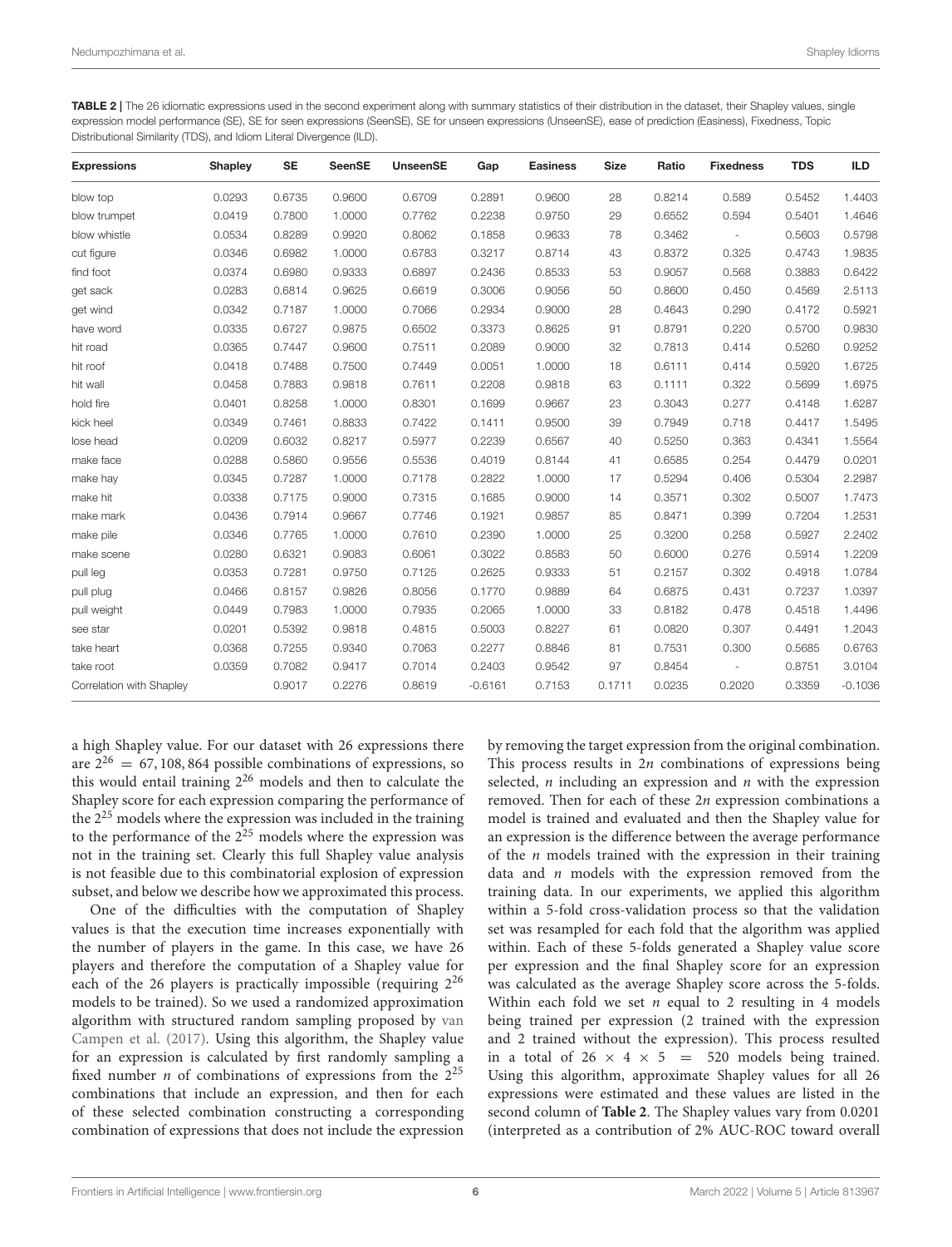**TABLE 2** | The 26 idiomatic expressions used in the second experiment along with summary statistics of their distribution in the dataset, their Shapley values, single expression model performance (SE), SE for seen expressions (SeenSE), SE for unseen expressions (UnseenSE), ease of prediction (Easiness), Fixedness, Topic Distributional Similarity (TDS), and Idiom Literal Divergence (ILD).

| Expressions | Shapley | SE | SeenSE | UnseenSE | Gap | Easiness | Size | Ratio | Fixedness | TDS | ILD |
|---|---|---|---|---|---|---|---|---|---|---|---|
| blow top | 0.0293 | 0.6735 | 0.9600 | 0.6709 | 0.2891 | 0.9600 | 28 | 0.8214 | 0.589 | 0.5452 | 1.4403 |
| blow trumpet | 0.0419 | 0.7800 | 1.0000 | 0.7762 | 0.2238 | 0.9750 | 29 | 0.6552 | 0.594 | 0.5401 | 1.4646 |
| blow whistle | 0.0534 | 0.8289 | 0.9920 | 0.8062 | 0.1858 | 0.9633 | 78 | 0.3462 | - | 0.5603 | 0.5798 |
| cut figure | 0.0346 | 0.6982 | 1.0000 | 0.6783 | 0.3217 | 0.8714 | 43 | 0.8372 | 0.325 | 0.4743 | 1.9835 |
| find foot | 0.0374 | 0.6980 | 0.9333 | 0.6897 | 0.2436 | 0.8533 | 53 | 0.9057 | 0.568 | 0.3883 | 0.6422 |
| get sack | 0.0283 | 0.6814 | 0.9625 | 0.6619 | 0.3006 | 0.9056 | 50 | 0.8600 | 0.450 | 0.4569 | 2.5113 |
| get wind | 0.0342 | 0.7187 | 1.0000 | 0.7066 | 0.2934 | 0.9000 | 28 | 0.4643 | 0.290 | 0.4172 | 0.5921 |
| have word | 0.0335 | 0.6727 | 0.9875 | 0.6502 | 0.3373 | 0.8625 | 91 | 0.8791 | 0.220 | 0.5700 | 0.9830 |
| hit road | 0.0365 | 0.7447 | 0.9600 | 0.7511 | 0.2089 | 0.9000 | 32 | 0.7813 | 0.414 | 0.5260 | 0.9252 |
| hit roof | 0.0418 | 0.7488 | 0.7500 | 0.7449 | 0.0051 | 1.0000 | 18 | 0.6111 | 0.414 | 0.5920 | 1.6725 |
| hit wall | 0.0458 | 0.7883 | 0.9818 | 0.7611 | 0.2208 | 0.9818 | 63 | 0.1111 | 0.322 | 0.5699 | 1.6975 |
| hold fire | 0.0401 | 0.8258 | 1.0000 | 0.8301 | 0.1699 | 0.9667 | 23 | 0.3043 | 0.277 | 0.4148 | 1.6287 |
| kick heel | 0.0349 | 0.7461 | 0.8833 | 0.7422 | 0.1411 | 0.9500 | 39 | 0.7949 | 0.718 | 0.4417 | 1.5495 |
| lose head | 0.0209 | 0.6032 | 0.8217 | 0.5977 | 0.2239 | 0.6567 | 40 | 0.5250 | 0.363 | 0.4341 | 1.5564 |
| make face | 0.0288 | 0.5860 | 0.9556 | 0.5536 | 0.4019 | 0.8144 | 41 | 0.6585 | 0.254 | 0.4479 | 0.0201 |
| make hay | 0.0345 | 0.7287 | 1.0000 | 0.7178 | 0.2822 | 1.0000 | 17 | 0.5294 | 0.406 | 0.5304 | 2.2987 |
| make hit | 0.0338 | 0.7175 | 0.9000 | 0.7315 | 0.1685 | 0.9000 | 14 | 0.3571 | 0.302 | 0.5007 | 1.7473 |
| make mark | 0.0436 | 0.7914 | 0.9667 | 0.7746 | 0.1921 | 0.9857 | 85 | 0.8471 | 0.399 | 0.7204 | 1.2531 |
| make pile | 0.0346 | 0.7765 | 1.0000 | 0.7610 | 0.2390 | 1.0000 | 25 | 0.3200 | 0.258 | 0.5927 | 2.2402 |
| make scene | 0.0280 | 0.6321 | 0.9083 | 0.6061 | 0.3022 | 0.8583 | 50 | 0.6000 | 0.276 | 0.5914 | 1.2209 |
| pull leg | 0.0353 | 0.7281 | 0.9750 | 0.7125 | 0.2625 | 0.9333 | 51 | 0.2157 | 0.302 | 0.4918 | 1.0784 |
| pull plug | 0.0466 | 0.8157 | 0.9826 | 0.8056 | 0.1770 | 0.9889 | 64 | 0.6875 | 0.431 | 0.7237 | 1.0397 |
| pull weight | 0.0449 | 0.7983 | 1.0000 | 0.7935 | 0.2065 | 1.0000 | 33 | 0.8182 | 0.478 | 0.4518 | 1.4496 |
| see star | 0.0201 | 0.5392 | 0.9818 | 0.4815 | 0.5003 | 0.8227 | 61 | 0.0820 | 0.307 | 0.4491 | 1.2043 |
| take heart | 0.0368 | 0.7255 | 0.9340 | 0.7063 | 0.2277 | 0.8846 | 81 | 0.7531 | 0.300 | 0.5685 | 0.6763 |
| take root | 0.0359 | 0.7082 | 0.9417 | 0.7014 | 0.2403 | 0.9542 | 97 | 0.8454 | - | 0.8751 | 3.0104 |
| Correlation with Shapley | | 0.9017 | 0.2276 | 0.8619 | -0.6161 | 0.7153 | 0.1711 | 0.0235 | 0.2020 | 0.3359 | -0.1036 |

a high Shapley value. For our dataset with 26 expressions there are $2^{26} = 67,108,864$ possible combinations of expressions, so this would entail training $2^{26}$ models and then to calculate the Shapley score for each expression comparing the performance of the $2^{25}$ models where the expression was included in the training to the performance of the $2^{25}$ models where the expression was not in the training set. Clearly this full Shapley value analysis is not feasible due to this combinatorial explosion of expression subset, and below we describe how we approximated this process.

One of the difficulties with the computation of Shapley values is that the execution time increases exponentially with the number of players in the game. In this case, we have 26 players and therefore the computation of a Shapley value for each of the 26 players is practically impossible (requiring $2^{26}$ models to be trained). So we used a randomized approximation algorithm with structured random sampling proposed by van Campen et al. (2017). Using this algorithm, the Shapley value for an expression is calculated by first randomly sampling a fixed number $n$ of combinations of expressions from the $2^{25}$ combinations that include an expression, and then for each of these selected combination constructing a corresponding combination of expressions that does not include the expression by removing the target expression from the original combination. This process results in $2n$ combinations of expressions being selected, $n$ including an expression and $n$ with the expression removed. Then for each of these $2n$ expression combinations a model is trained and evaluated and then the Shapley value for an expression is the difference between the average performance of the $n$ models trained with the expression in their training data and $n$ models with the expression removed from the training data. In our experiments, we applied this algorithm within a 5-fold cross-validation process so that the validation set was resampled for each fold that the algorithm was applied within. Each of these 5-folds generated a Shapley value score per expression and the final Shapley score for an expression was calculated as the average Shapley score across the 5-folds. Within each fold we set $n$ equal to 2 resulting in 4 models being trained per expression (2 trained with the expression and 2 trained without the expression). This process resulted in a total of $26 \times 4 \times 5 = 520$ models being trained. Using this algorithm, approximate Shapley values for all 26 expressions were estimated and these values are listed in the second column of **Table 2**. The Shapley values vary from 0.0201 (interpreted as a contribution of 2% AUC-ROC toward overall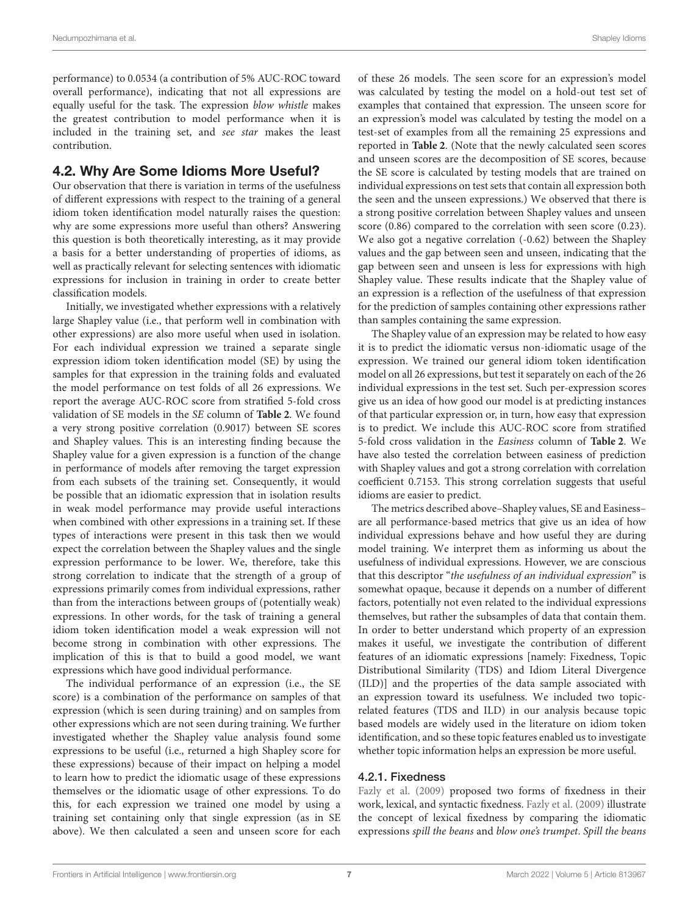performance) to 0.0534 (a contribution of 5% AUC-ROC toward overall performance), indicating that not all expressions are equally useful for the task. The expression *blow whistle* makes the greatest contribution to model performance when it is included in the training set, and *see star* makes the least contribution.

## 4.2. Why Are Some Idioms More Useful?

Our observation that there is variation in terms of the usefulness of different expressions with respect to the training of a general idiom token identification model naturally raises the question: why are some expressions more useful than others? Answering this question is both theoretically interesting, as it may provide a basis for a better understanding of properties of idioms, as well as practically relevant for selecting sentences with idiomatic expressions for inclusion in training in order to create better classification models.

Initially, we investigated whether expressions with a relatively large Shapley value (i.e., that perform well in combination with other expressions) are also more useful when used in isolation. For each individual expression we trained a separate single expression idiom token identification model (SE) by using the samples for that expression in the training folds and evaluated the model performance on test folds of all 26 expressions. We report the average AUC-ROC score from stratified 5-fold cross validation of SE models in the *SE* column of **Table 2**. We found a very strong positive correlation (0.9017) between SE scores and Shapley values. This is an interesting finding because the Shapley value for a given expression is a function of the change in performance of models after removing the target expression from each subsets of the training set. Consequently, it would be possible that an idiomatic expression that in isolation results in weak model performance may provide useful interactions when combined with other expressions in a training set. If these types of interactions were present in this task then we would expect the correlation between the Shapley values and the single expression performance to be lower. We, therefore, take this strong correlation to indicate that the strength of a group of expressions primarily comes from individual expressions, rather than from the interactions between groups of (potentially weak) expressions. In other words, for the task of training a general idiom token identification model a weak expression will not become strong in combination with other expressions. The implication of this is that to build a good model, we want expressions which have good individual performance.

The individual performance of an expression (i.e., the SE score) is a combination of the performance on samples of that expression (which is seen during training) and on samples from other expressions which are not seen during training. We further investigated whether the Shapley value analysis found some expressions to be useful (i.e., returned a high Shapley score for these expressions) because of their impact on helping a model to learn how to predict the idiomatic usage of these expressions themselves or the idiomatic usage of other expressions. To do this, for each expression we trained one model by using a training set containing only that single expression (as in SE above). We then calculated a seen and unseen score for each of these 26 models. The seen score for an expression's model was calculated by testing the model on a hold-out test set of examples that contained that expression. The unseen score for an expression's model was calculated by testing the model on a test-set of examples from all the remaining 25 expressions and reported in **Table 2**. (Note that the newly calculated seen scores and unseen scores are the decomposition of SE scores, because the SE score is calculated by testing models that are trained on individual expressions on test sets that contain all expression both the seen and the unseen expressions.) We observed that there is a strong positive correlation between Shapley values and unseen score (0.86) compared to the correlation with seen score (0.23). We also got a negative correlation (-0.62) between the Shapley values and the gap between seen and unseen, indicating that the gap between seen and unseen is less for expressions with high Shapley value. These results indicate that the Shapley value of an expression is a reflection of the usefulness of that expression for the prediction of samples containing other expressions rather than samples containing the same expression.

The Shapley value of an expression may be related to how easy it is to predict the idiomatic versus non-idiomatic usage of the expression. We trained our general idiom token identification model on all 26 expressions, but test it separately on each of the 26 individual expressions in the test set. Such per-expression scores give us an idea of how good our model is at predicting instances of that particular expression or, in turn, how easy that expression is to predict. We include this AUC-ROC score from stratified 5-fold cross validation in the *Easiness* column of **Table 2**. We have also tested the correlation between easiness of prediction with Shapley values and got a strong correlation with correlation coefficient 0.7153. This strong correlation suggests that useful idioms are easier to predict.

The metrics described above–Shapley values, SE and Easiness–are all performance-based metrics that give us an idea of how individual expressions behave and how useful they are during model training. We interpret them as informing us about the usefulness of individual expressions. However, we are conscious that this descriptor "*the usefulness of an individual expression*" is somewhat opaque, because it depends on a number of different factors, potentially not even related to the individual expressions themselves, but rather the subsamples of data that contain them. In order to better understand which property of an expression makes it useful, we investigate the contribution of different features of an idiomatic expressions [namely: Fixedness, Topic Distributional Similarity (TDS) and Idiom Literal Divergence (ILD)] and the properties of the data sample associated with an expression toward its usefulness. We included two topic-related features (TDS and ILD) in our analysis because topic based models are widely used in the literature on idiom token identification, and so these topic features enabled us to investigate whether topic information helps an expression be more useful.

### 4.2.1. Fixedness

Fazly et al. (2009) proposed two forms of fixedness in their work, lexical, and syntactic fixedness. Fazly et al. (2009) illustrate the concept of lexical fixedness by comparing the idiomatic expressions *spill the beans* and *blow one's trumpet*. *Spill the beans*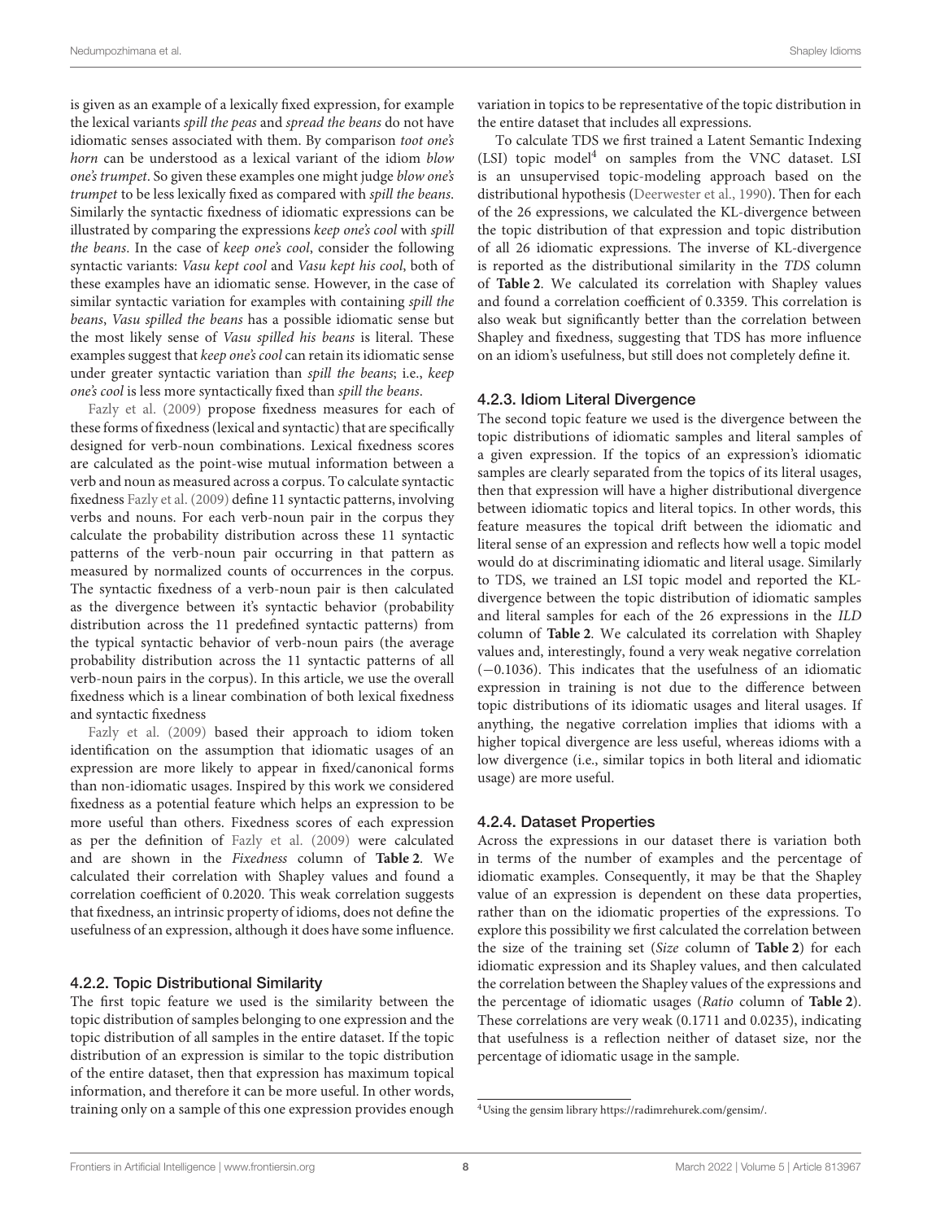is given as an example of a lexically fixed expression, for example the lexical variants *spill the peas* and *spread the beans* do not have idiomatic senses associated with them. By comparison *toot one's horn* can be understood as a lexical variant of the idiom *blow one's trumpet*. So given these examples one might judge *blow one's trumpet* to be less lexically fixed as compared with *spill the beans*. Similarly the syntactic fixedness of idiomatic expressions can be illustrated by comparing the expressions *keep one's cool* with *spill the beans*. In the case of *keep one's cool*, consider the following syntactic variants: *Vasu kept cool* and *Vasu kept his cool*, both of these examples have an idiomatic sense. However, in the case of similar syntactic variation for examples with containing *spill the beans*, *Vasu spilled the beans* has a possible idiomatic sense but the most likely sense of *Vasu spilled his beans* is literal. These examples suggest that *keep one's cool* can retain its idiomatic sense under greater syntactic variation than *spill the beans*; i.e., *keep one's cool* is less more syntactically fixed than *spill the beans*.

Fazly et al. (2009) propose fixedness measures for each of these forms of fixedness (lexical and syntactic) that are specifically designed for verb-noun combinations. Lexical fixedness scores are calculated as the point-wise mutual information between a verb and noun as measured across a corpus. To calculate syntactic fixedness Fazly et al. (2009) define 11 syntactic patterns, involving verbs and nouns. For each verb-noun pair in the corpus they calculate the probability distribution across these 11 syntactic patterns of the verb-noun pair occurring in that pattern as measured by normalized counts of occurrences in the corpus. The syntactic fixedness of a verb-noun pair is then calculated as the divergence between it's syntactic behavior (probability distribution across the 11 predefined syntactic patterns) from the typical syntactic behavior of verb-noun pairs (the average probability distribution across the 11 syntactic patterns of all verb-noun pairs in the corpus). In this article, we use the overall fixedness which is a linear combination of both lexical fixedness and syntactic fixedness

Fazly et al. (2009) based their approach to idiom token identification on the assumption that idiomatic usages of an expression are more likely to appear in fixed/canonical forms than non-idiomatic usages. Inspired by this work we considered fixedness as a potential feature which helps an expression to be more useful than others. Fixedness scores of each expression as per the definition of Fazly et al. (2009) were calculated and are shown in the *Fixedness* column of **Table 2**. We calculated their correlation with Shapley values and found a correlation coefficient of 0.2020. This weak correlation suggests that fixedness, an intrinsic property of idioms, does not define the usefulness of an expression, although it does have some influence.

### 4.2.2. Topic Distributional Similarity

The first topic feature we used is the similarity between the topic distribution of samples belonging to one expression and the topic distribution of all samples in the entire dataset. If the topic distribution of an expression is similar to the topic distribution of the entire dataset, then that expression has maximum topical information, and therefore it can be more useful. In other words, training only on a sample of this one expression provides enough variation in topics to be representative of the topic distribution in the entire dataset that includes all expressions.

To calculate TDS we first trained a Latent Semantic Indexing (LSI) topic model[4] on samples from the VNC dataset. LSI is an unsupervised topic-modeling approach based on the distributional hypothesis (Deerwester et al., 1990). Then for each of the 26 expressions, we calculated the KL-divergence between the topic distribution of that expression and topic distribution of all 26 idiomatic expressions. The inverse of KL-divergence is reported as the distributional similarity in the *TDS* column of **Table 2**. We calculated its correlation with Shapley values and found a correlation coefficient of 0.3359. This correlation is also weak but significantly better than the correlation between Shapley and fixedness, suggesting that TDS has more influence on an idiom's usefulness, but still does not completely define it.

### 4.2.3. Idiom Literal Divergence

The second topic feature we used is the divergence between the topic distributions of idiomatic samples and literal samples of a given expression. If the topics of an expression's idiomatic samples are clearly separated from the topics of its literal usages, then that expression will have a higher distributional divergence between idiomatic topics and literal topics. In other words, this feature measures the topical drift between the idiomatic and literal sense of an expression and reflects how well a topic model would do at discriminating idiomatic and literal usage. Similarly to TDS, we trained an LSI topic model and reported the KL-divergence between the topic distribution of idiomatic samples and literal samples for each of the 26 expressions in the *ILD* column of **Table 2**. We calculated its correlation with Shapley values and, interestingly, found a very weak negative correlation (−0.1036). This indicates that the usefulness of an idiomatic expression in training is not due to the difference between topic distributions of its idiomatic usages and literal usages. If anything, the negative correlation implies that idioms with a higher topical divergence are less useful, whereas idioms with a low divergence (i.e., similar topics in both literal and idiomatic usage) are more useful.

### 4.2.4. Dataset Properties

Across the expressions in our dataset there is variation both in terms of the number of examples and the percentage of idiomatic examples. Consequently, it may be that the Shapley value of an expression is dependent on these data properties, rather than on the idiomatic properties of the expressions. To explore this possibility we first calculated the correlation between the size of the training set (*Size* column of **Table 2**) for each idiomatic expression and its Shapley values, and then calculated the correlation between the Shapley values of the expressions and the percentage of idiomatic usages (*Ratio* column of **Table 2**). These correlations are very weak (0.1711 and 0.0235), indicating that usefulness is a reflection neither of dataset size, nor the percentage of idiomatic usage in the sample.

[4] Using the gensim library https://radimrehurek.com/gensim/.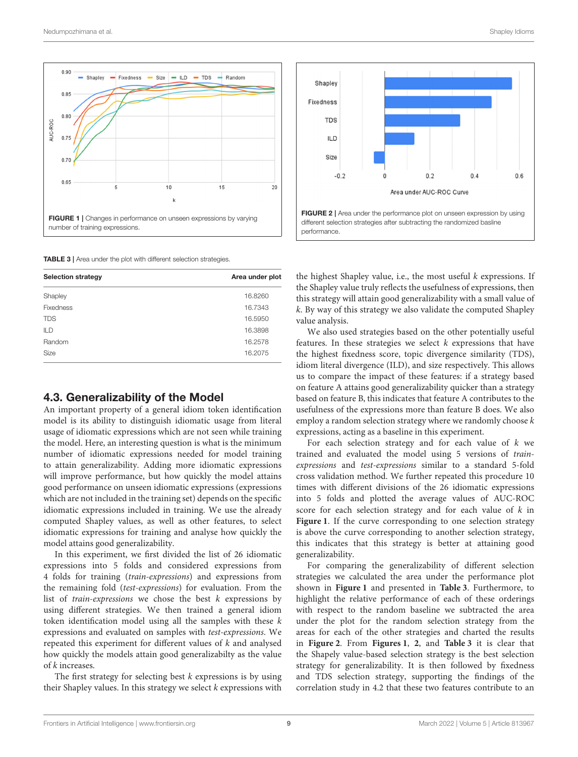FIGURE 1 | Changes in performance on unseen expressions by varying number of training expressions.

FIGURE 2 | Area under the performance plot on unseen expression by using different selection strategies after subtracting the randomized basline performance.

TABLE 3 | Area under the plot with different selection strategies.

| Selection strategy | Area under plot |
|---|---|
| Shapley | 16.8260 |
| Fixedness | 16.7343 |
| TDS | 16.5950 |
| ILD | 16.3898 |
| Random | 16.2578 |
| Size | 16.2075 |

## 4.3. Generalizability of the Model

An important property of a general idiom token identification model is its ability to distinguish idiomatic usage from literal usage of idiomatic expressions which are not seen while training the model. Here, an interesting question is what is the minimum number of idiomatic expressions needed for model training to attain generalizability. Adding more idiomatic expressions will improve performance, but how quickly the model attains good performance on unseen idiomatic expressions (expressions which are not included in the training set) depends on the specific idiomatic expressions included in training. We use the already computed Shapley values, as well as other features, to select idiomatic expressions for training and analyse how quickly the model attains good generalizability.

In this experiment, we first divided the list of 26 idiomatic expressions into 5 folds and considered expressions from 4 folds for training (*train-expressions*) and expressions from the remaining fold (*test-expressions*) for evaluation. From the list of *train-expressions* we chose the best $k$ expressions by using different strategies. We then trained a general idiom token identification model using all the samples with these $k$ expressions and evaluated on samples with *test-expressions*. We repeated this experiment for different values of $k$ and analysed how quickly the models attain good generalizabilty as the value of $k$ increases.

The first strategy for selecting best $k$ expressions is by using their Shapley values. In this strategy we select $k$ expressions with the highest Shapley value, i.e., the most useful $k$ expressions. If the Shapley value truly reflects the usefulness of expressions, then this strategy will attain good generalizability with a small value of $k$. By way of this strategy we also validate the computed Shapley value analysis.

We also used strategies based on the other potentially useful features. In these strategies we select $k$ expressions that have the highest fixedness score, topic divergence similarity (TDS), idiom literal divergence (ILD), and size respectively. This allows us to compare the impact of these features: if a strategy based on feature A attains good generalizability quicker than a strategy based on feature B, this indicates that feature A contributes to the usefulness of the expressions more than feature B does. We also employ a random selection strategy where we randomly choose $k$ expressions, acting as a baseline in this experiment.

For each selection strategy and for each value of $k$ we trained and evaluated the model using 5 versions of *train-expressions* and *test-expressions* similar to a standard 5-fold cross validation method. We further repeated this procedure 10 times with different divisions of the 26 idiomatic expressions into 5 folds and plotted the average values of AUC-ROC score for each selection strategy and for each value of $k$ in **Figure 1**. If the curve corresponding to one selection strategy is above the curve corresponding to another selection strategy, this indicates that this strategy is better at attaining good generalizability.

For comparing the generalizability of different selection strategies we calculated the area under the performance plot shown in **Figure 1** and presented in **Table 3**. Furthermore, to highlight the relative performance of each of these orderings with respect to the random baseline we subtracted the area under the plot for the random selection strategy from the areas for each of the other strategies and charted the results in **Figure 2**. From **Figures 1**, **2**, and **Table 3** it is clear that the Shapely value-based selection strategy is the best selection strategy for generalizability. It is then followed by fixedness and TDS selection strategy, supporting the findings of the correlation study in 4.2 that these two features contribute to an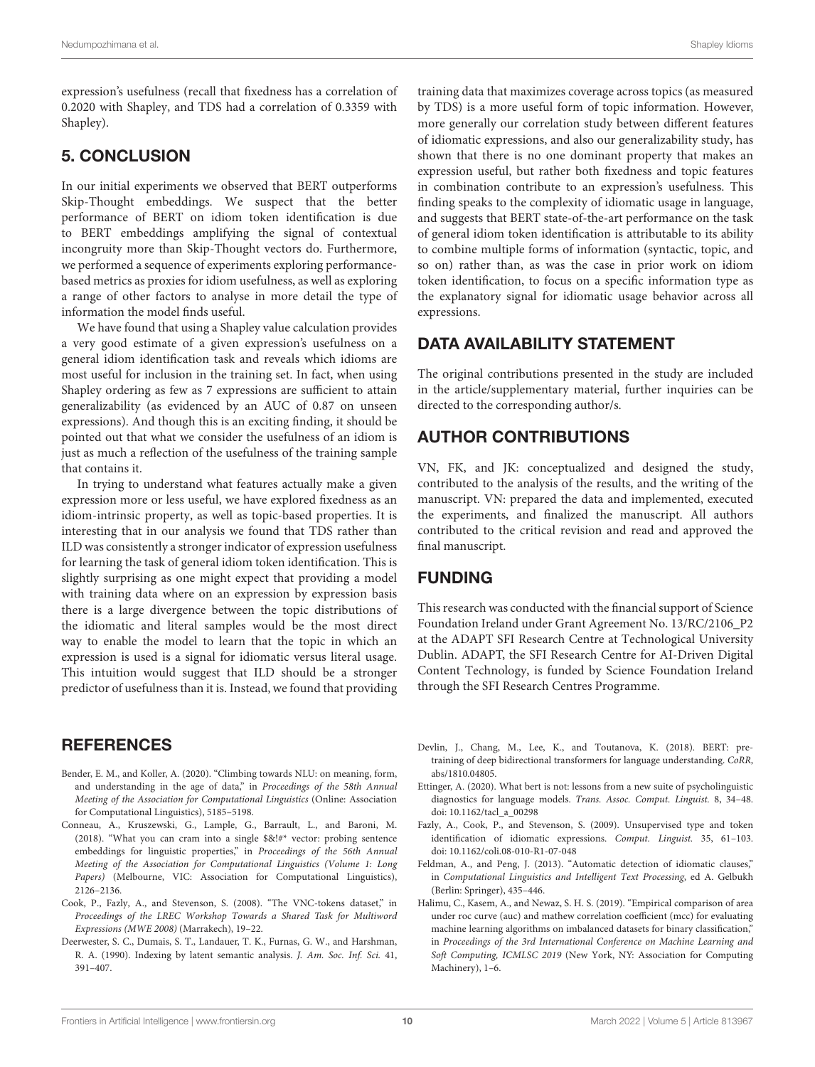expression's usefulness (recall that fixedness has a correlation of 0.2020 with Shapley, and TDS had a correlation of 0.3359 with Shapley).

## 5. CONCLUSION

In our initial experiments we observed that BERT outperforms Skip-Thought embeddings. We suspect that the better performance of BERT on idiom token identification is due to BERT embeddings amplifying the signal of contextual incongruity more than Skip-Thought vectors do. Furthermore, we performed a sequence of experiments exploring performance-based metrics as proxies for idiom usefulness, as well as exploring a range of other factors to analyse in more detail the type of information the model finds useful.

We have found that using a Shapley value calculation provides a very good estimate of a given expression's usefulness on a general idiom identification task and reveals which idioms are most useful for inclusion in the training set. In fact, when using Shapley ordering as few as 7 expressions are sufficient to attain generalizability (as evidenced by an AUC of 0.87 on unseen expressions). And though this is an exciting finding, it should be pointed out that what we consider the usefulness of an idiom is just as much a reflection of the usefulness of the training sample that contains it.

In trying to understand what features actually make a given expression more or less useful, we have explored fixedness as an idiom-intrinsic property, as well as topic-based properties. It is interesting that in our analysis we found that TDS rather than ILD was consistently a stronger indicator of expression usefulness for learning the task of general idiom token identification. This is slightly surprising as one might expect that providing a model with training data where on an expression by expression basis there is a large divergence between the topic distributions of the idiomatic and literal samples would be the most direct way to enable the model to learn that the topic in which an expression is used is a signal for idiomatic versus literal usage. This intuition would suggest that ILD should be a stronger predictor of usefulness than it is. Instead, we found that providing training data that maximizes coverage across topics (as measured by TDS) is a more useful form of topic information. However, more generally our correlation study between different features of idiomatic expressions, and also our generalizability study, has shown that there is no one dominant property that makes an expression useful, but rather both fixedness and topic features in combination contribute to an expression's usefulness. This finding speaks to the complexity of idiomatic usage in language, and suggests that BERT state-of-the-art performance on the task of general idiom token identification is attributable to its ability to combine multiple forms of information (syntactic, topic, and so on) rather than, as was the case in prior work on idiom token identification, to focus on a specific information type as the explanatory signal for idiomatic usage behavior across all expressions.

## DATA AVAILABILITY STATEMENT

The original contributions presented in the study are included in the article/supplementary material, further inquiries can be directed to the corresponding author/s.

## AUTHOR CONTRIBUTIONS

VN, FK, and JK: conceptualized and designed the study, contributed to the analysis of the results, and the writing of the manuscript. VN: prepared the data and implemented, executed the experiments, and finalized the manuscript. All authors contributed to the critical revision and read and approved the final manuscript.

## FUNDING

This research was conducted with the financial support of Science Foundation Ireland under Grant Agreement No. 13/RC/2106_P2 at the ADAPT SFI Research Centre at Technological University Dublin. ADAPT, the SFI Research Centre for AI-Driven Digital Content Technology, is funded by Science Foundation Ireland through the SFI Research Centres Programme.

## REFERENCES

Bender, E. M., and Koller, A. (2020). "Climbing towards NLU: on meaning, form, and understanding in the age of data," in *Proceedings of the 58th Annual Meeting of the Association for Computational Linguistics* (Online: Association for Computational Linguistics), 5185–5198.

Conneau, A., Kruszewski, G., Lample, G., Barrault, L., and Baroni, M. (2018). "What you can cram into a single $&!#* vector: probing sentence embeddings for linguistic properties," in *Proceedings of the 56th Annual Meeting of the Association for Computational Linguistics (Volume 1: Long Papers)* (Melbourne, VIC: Association for Computational Linguistics), 2126–2136.

Cook, P., Fazly, A., and Stevenson, S. (2008). "The VNC-tokens dataset," in *Proceedings of the LREC Workshop Towards a Shared Task for Multiword Expressions (MWE 2008)* (Marrakech), 19–22.

Deerwester, S. C., Dumais, S. T., Landauer, T. K., Furnas, G. W., and Harshman, R. A. (1990). Indexing by latent semantic analysis. *J. Am. Soc. Inf. Sci.* 41, 391–407.

Devlin, J., Chang, M., Lee, K., and Toutanova, K. (2018). BERT: pre-training of deep bidirectional transformers for language understanding. *CoRR*, abs/1810.04805.

Ettinger, A. (2020). What bert is not: lessons from a new suite of psycholinguistic diagnostics for language models. *Trans. Assoc. Comput. Linguist.* 8, 34–48. doi: 10.1162/tacl_a_00298

Fazly, A., Cook, P., and Stevenson, S. (2009). Unsupervised type and token identification of idiomatic expressions. *Comput. Linguist.* 35, 61–103. doi: 10.1162/coli.08-010-R1-07-048

Feldman, A., and Peng, J. (2013). "Automatic detection of idiomatic clauses," in *Computational Linguistics and Intelligent Text Processing*, ed A. Gelbukh (Berlin: Springer), 435–446.

Halimu, C., Kasem, A., and Newaz, S. H. S. (2019). "Empirical comparison of area under roc curve (auc) and mathew correlation coefficient (mcc) for evaluating machine learning algorithms on imbalanced datasets for binary classification," in *Proceedings of the 3rd International Conference on Machine Learning and Soft Computing, ICMLSC 2019* (New York, NY: Association for Computing Machinery), 1–6.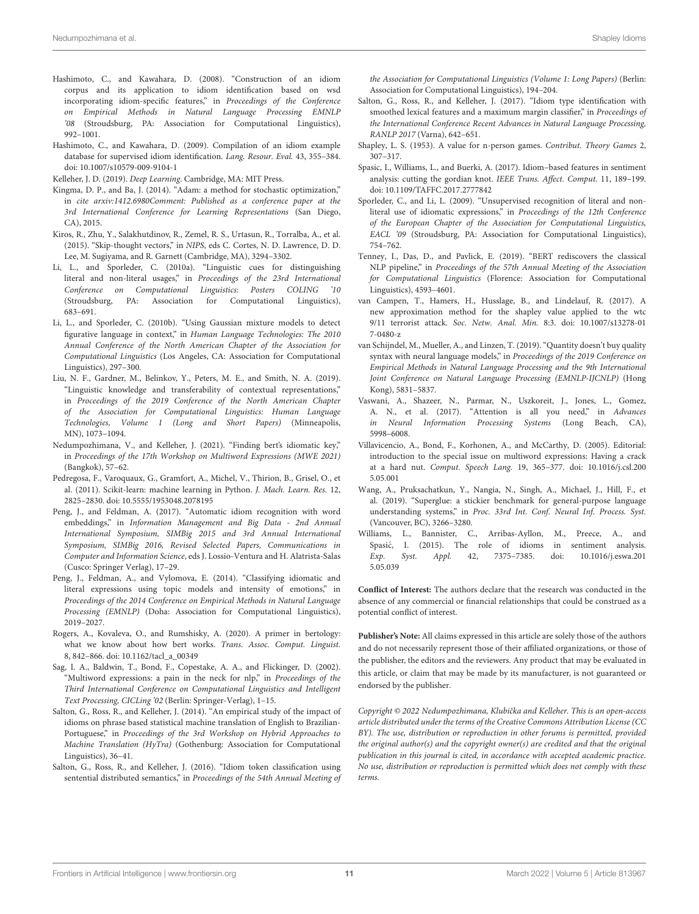Hashimoto, C., and Kawahara, D. (2008). "Construction of an idiom corpus and its application to idiom identification based on wsd incorporating idiom-specific features," in *Proceedings of the Conference on Empirical Methods in Natural Language Processing EMNLP '08* (Stroudsburg, PA: Association for Computational Linguistics), 992–1001.

Hashimoto, C., and Kawahara, D. (2009). Compilation of an idiom example database for supervised idiom identification. *Lang. Resour. Eval.* 43, 355–384. doi: 10.1007/s10579-009-9104-1

Kelleher, J. D. (2019). *Deep Learning*. Cambridge, MA: MIT Press.

Kingma, D. P., and Ba, J. (2014). "Adam: a method for stochastic optimization," in *cite arxiv:1412.6980Comment: Published as a conference paper at the 3rd International Conference for Learning Representations* (San Diego, CA), 2015.

Kiros, R., Zhu, Y., Salakhutdinov, R., Zemel, R. S., Urtasun, R., Torralba, A., et al. (2015). "Skip-thought vectors," in *NIPS*, eds C. Cortes, N. D. Lawrence, D. D. Lee, M. Sugiyama, and R. Garnett (Cambridge, MA), 3294–3302.

Li, L., and Sporleder, C. (2010a). "Linguistic cues for distinguishing literal and non-literal usages," in *Proceedings of the 23rd International Conference on Computational Linguistics: Posters COLING '10* (Stroudsburg, PA: Association for Computational Linguistics), 683–691.

Li, L., and Sporleder, C. (2010b). "Using Gaussian mixture models to detect figurative language in context," in *Human Language Technologies: The 2010 Annual Conference of the North American Chapter of the Association for Computational Linguistics* (Los Angeles, CA: Association for Computational Linguistics), 297–300.

Liu, N. F., Gardner, M., Belinkov, Y., Peters, M. E., and Smith, N. A. (2019). "Linguistic knowledge and transferability of contextual representations," in *Proceedings of the 2019 Conference of the North American Chapter of the Association for Computational Linguistics: Human Language Technologies, Volume 1 (Long and Short Papers)* (Minneapolis, MN), 1073–1094.

Nedumpozhimana, V., and Kelleher, J. (2021). "Finding bert's idiomatic key," in *Proceedings of the 17th Workshop on Multiword Expressions (MWE 2021)* (Bangkok), 57–62.

Pedregosa, F., Varoquaux, G., Gramfort, A., Michel, V., Thirion, B., Grisel, O., et al. (2011). Scikit-learn: machine learning in Python. *J. Mach. Learn. Res.* 12, 2825–2830. doi: 10.5555/1953048.2078195

Peng, J., and Feldman, A. (2017). "Automatic idiom recognition with word embeddings," in *Information Management and Big Data - 2nd Annual International Symposium, SIMBig 2015 and 3rd Annual International Symposium, SIMBig 2016, Revised Selected Papers, Communications in Computer and Information Science*, eds J. Lossio-Ventura and H. Alatrista-Salas (Cusco: Springer Verlag), 17–29.

Peng, J., Feldman, A., and Vylomova, E. (2014). "Classifying idiomatic and literal expressions using topic models and intensity of emotions," in *Proceedings of the 2014 Conference on Empirical Methods in Natural Language Processing (EMNLP)* (Doha: Association for Computational Linguistics), 2019–2027.

Rogers, A., Kovaleva, O., and Rumshisky, A. (2020). A primer in bertology: what we know about how bert works. *Trans. Assoc. Comput. Linguist.* 8, 842–866. doi: 10.1162/tacl_a_00349

Sag, I. A., Baldwin, T., Bond, F., Copestake, A. A., and Flickinger, D. (2002). "Multiword expressions: a pain in the neck for nlp," in *Proceedings of the Third International Conference on Computational Linguistics and Intelligent Text Processing, CICLing '02* (Berlin: Springer-Verlag), 1–15.

Salton, G., Ross, R., and Kelleher, J. (2014). "An empirical study of the impact of idioms on phrase based statistical machine translation of English to Brazilian-Portuguese," in *Proceedings of the 3rd Workshop on Hybrid Approaches to Machine Translation (HyTra)* (Gothenburg: Association for Computational Linguistics), 36–41.

Salton, G., Ross, R., and Kelleher, J. (2016). "Idiom token classification using sentential distributed semantics," in *Proceedings of the 54th Annual Meeting of the Association for Computational Linguistics (Volume 1: Long Papers)* (Berlin: Association for Computational Linguistics), 194–204.

Salton, G., Ross, R., and Kelleher, J. (2017). "Idiom type identification with smoothed lexical features and a maximum margin classifier," in *Proceedings of the International Conference Recent Advances in Natural Language Processing, RANLP 2017* (Varna), 642–651.

Shapley, L. S. (1953). A value for n-person games. *Contribut. Theory Games* 2, 307–317.

Spasic, I., Williams, L., and Buerki, A. (2017). Idiom–based features in sentiment analysis: cutting the gordian knot. *IEEE Trans. Affect. Comput.* 11, 189–199. doi: 10.1109/TAFFC.2017.2777842

Sporleder, C., and Li, L. (2009). "Unsupervised recognition of literal and non-literal use of idiomatic expressions," in *Proceedings of the 12th Conference of the European Chapter of the Association for Computational Linguistics, EACL '09* (Stroudsburg, PA: Association for Computational Linguistics), 754–762.

Tenney, I., Das, D., and Pavlick, E. (2019). "BERT rediscovers the classical NLP pipeline," in *Proceedings of the 57th Annual Meeting of the Association for Computational Linguistics* (Florence: Association for Computational Linguistics), 4593–4601.

van Campen, T., Hamers, H., Husslage, B., and Lindelauf, R. (2017). A new approximation method for the shapley value applied to the wtc 9/11 terrorist attack. *Soc. Netw. Anal. Min.* 8:3. doi: 10.1007/s13278-017-0480-z

van Schijndel, M., Mueller, A., and Linzen, T. (2019). "Quantity doesn't buy quality syntax with neural language models," in *Proceedings of the 2019 Conference on Empirical Methods in Natural Language Processing and the 9th International Joint Conference on Natural Language Processing (EMNLP-IJCNLP)* (Hong Kong), 5831–5837.

Vaswani, A., Shazeer, N., Parmar, N., Uszkoreit, J., Jones, L., Gomez, A. N., et al. (2017). "Attention is all you need," in *Advances in Neural Information Processing Systems* (Long Beach, CA), 5998–6008.

Villavicencio, A., Bond, F., Korhonen, A., and McCarthy, D. (2005). Editorial: introduction to the special issue on multiword expressions: Having a crack at a hard nut. *Comput. Speech Lang.* 19, 365–377. doi: 10.1016/j.csl.2005.05.001

Wang, A., Pruksachatkun, Y., Nangia, N., Singh, A., Michael, J., Hill, F., et al. (2019). "Superglue: a stickier benchmark for general-purpose language understanding systems," in *Proc. 33rd Int. Conf. Neural Inf. Process. Syst.* (Vancouver, BC), 3266–3280.

Williams, L., Bannister, C., Arribas-Ayllon, M., Preece, A., and Spasić, I. (2015). The role of idioms in sentiment analysis. *Exp. Syst. Appl.* 42, 7375–7385. doi: 10.1016/j.eswa.2015.05.039

**Conflict of Interest:** The authors declare that the research was conducted in the absence of any commercial or financial relationships that could be construed as a potential conflict of interest.

**Publisher's Note:** All claims expressed in this article are solely those of the authors and do not necessarily represent those of their affiliated organizations, or those of the publisher, the editors and the reviewers. Any product that may be evaluated in this article, or claim that may be made by its manufacturer, is not guaranteed or endorsed by the publisher.

*Copyright © 2022 Nedumpozhimana, Klubička and Kelleher. This is an open-access article distributed under the terms of the Creative Commons Attribution License (CC BY). The use, distribution or reproduction in other forums is permitted, provided the original author(s) and the copyright owner(s) are credited and that the original publication in this journal is cited, in accordance with accepted academic practice. No use, distribution or reproduction is permitted which does not comply with these terms.*